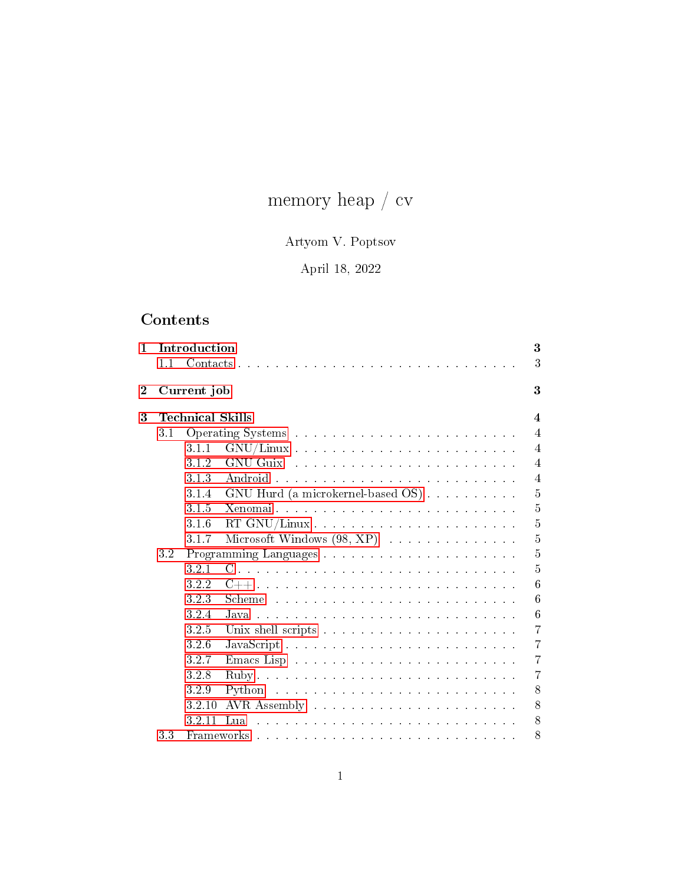# memory heap / cv

Artyom V. Poptsov

April 18, 2022

## Contents

- **1 Introduction** — **3**
  - 1.1 Contacts — 3
- **2 Current job** — **3**
- **3 Technical Skills** — **4**
  - 3.1 Operating Systems — 4
    - 3.1.1 GNU/Linux — 4
    - 3.1.2 GNU Guix — 4
    - 3.1.3 Android — 4
    - 3.1.4 GNU Hurd (a microkernel-based OS) — 5
    - 3.1.5 Xenomai — 5
    - 3.1.6 RT GNU/Linux — 5
    - 3.1.7 Microsoft Windows (98, XP) — 5
  - 3.2 Programming Languages — 5
    - 3.2.1 C — 5
    - 3.2.2 C++ — 6
    - 3.2.3 Scheme — 6
    - 3.2.4 Java — 6
    - 3.2.5 Unix shell scripts — 7
    - 3.2.6 JavaScript — 7
    - 3.2.7 Emacs Lisp — 7
    - 3.2.8 Ruby — 7
    - 3.2.9 Python — 8
    - 3.2.10 AVR Assembly — 8
    - 3.2.11 Lua — 8
  - 3.3 Frameworks — 8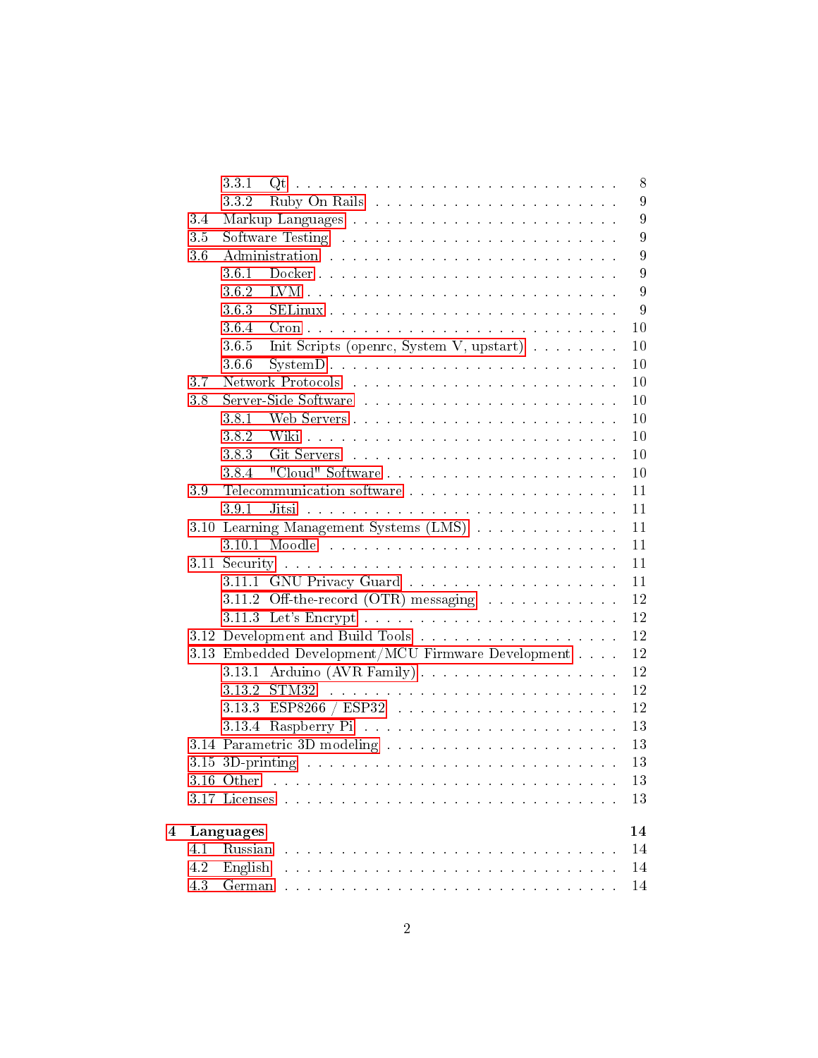- 3.3.1 Qt . . . 8
- 3.3.2 Ruby On Rails . . . 9
- 3.4 Markup Languages . . . 9
- 3.5 Software Testing . . . 9
- 3.6 Administration . . . 9
  - 3.6.1 Docker . . . 9
  - 3.6.2 LVM . . . 9
  - 3.6.3 SELinux . . . 9
  - 3.6.4 Cron . . . 10
  - 3.6.5 Init Scripts (openrc, System V, upstart) . . . 10
  - 3.6.6 SystemD . . . 10
- 3.7 Network Protocols . . . 10
- 3.8 Server-Side Software . . . 10
  - 3.8.1 Web Servers . . . 10
  - 3.8.2 Wiki . . . 10
  - 3.8.3 Git Servers . . . 10
  - 3.8.4 "Cloud" Software . . . 10
- 3.9 Telecommunication software . . . 11
  - 3.9.1 Jitsi . . . 11
- 3.10 Learning Management Systems (LMS) . . . 11
  - 3.10.1 Moodle . . . 11
- 3.11 Security . . . 11
  - 3.11.1 GNU Privacy Guard . . . 11
  - 3.11.2 Off-the-record (OTR) messaging . . . 12
  - 3.11.3 Let's Encrypt . . . 12
- 3.12 Development and Build Tools . . . 12
- 3.13 Embedded Development/MCU Firmware Development . . . 12
  - 3.13.1 Arduino (AVR Family) . . . 12
  - 3.13.2 STM32 . . . 12
  - 3.13.3 ESP8266 / ESP32 . . . 12
  - 3.13.4 Raspberry Pi . . . 13
- 3.14 Parametric 3D modeling . . . 13
- 3.15 3D-printing . . . 13
- 3.16 Other . . . 13
- 3.17 Licenses . . . 13

**4 Languages** . . . **14**
- 4.1 Russian . . . 14
- 4.2 English . . . 14
- 4.3 German . . . 14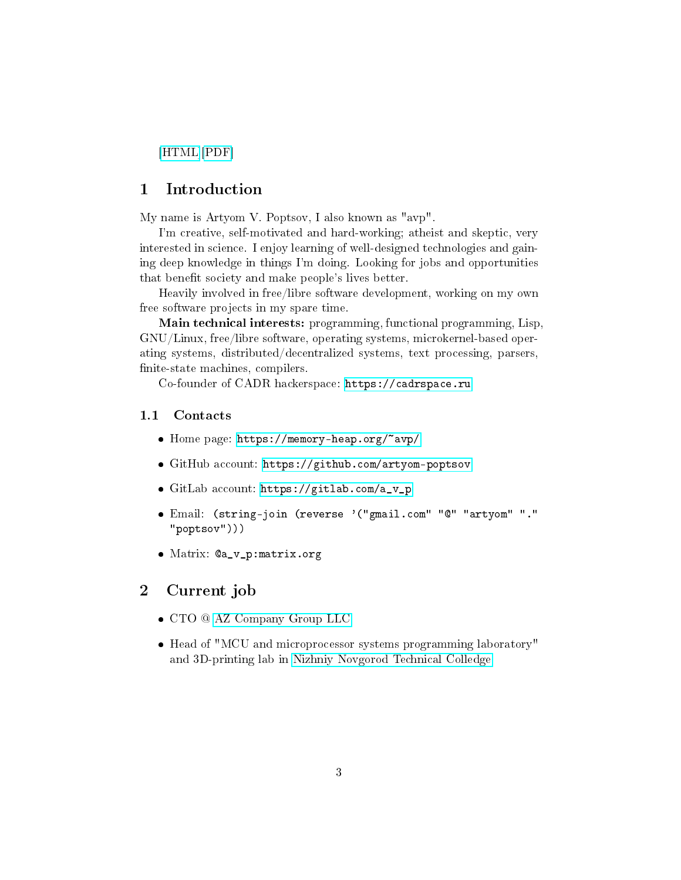[HTML] [PDF]

# 1 Introduction

My name is Artyom V. Poptsov, I also known as "avp".

I'm creative, self-motivated and hard-working; atheist and skeptic, very interested in science. I enjoy learning of well-designed technologies and gaining deep knowledge in things I'm doing. Looking for jobs and opportunities that benefit society and make people's lives better.

Heavily involved in free/libre software development, working on my own free software projects in my spare time.

**Main technical interests:** programming, functional programming, Lisp, GNU/Linux, free/libre software, operating systems, microkernel-based operating systems, distributed/decentralized systems, text processing, parsers, finite-state machines, compilers.

Co-founder of CADR hackerspace: `https://cadrspace.ru`

## 1.1 Contacts

- Home page: `https://memory-heap.org/~avp/`
- GitHub account: `https://github.com/artyom-poptsov`
- GitLab account: `https://gitlab.com/a_v_p`
- Email: `(string-join (reverse '("gmail.com" "@" "artyom" "." "poptsov")))`
- Matrix: `@a_v_p:matrix.org`

# 2 Current job

- CTO @ AZ Company Group LLC
- Head of "MCU and microprocessor systems programming laboratory" and 3D-printing lab in Nizhniy Novgorod Technical Colledge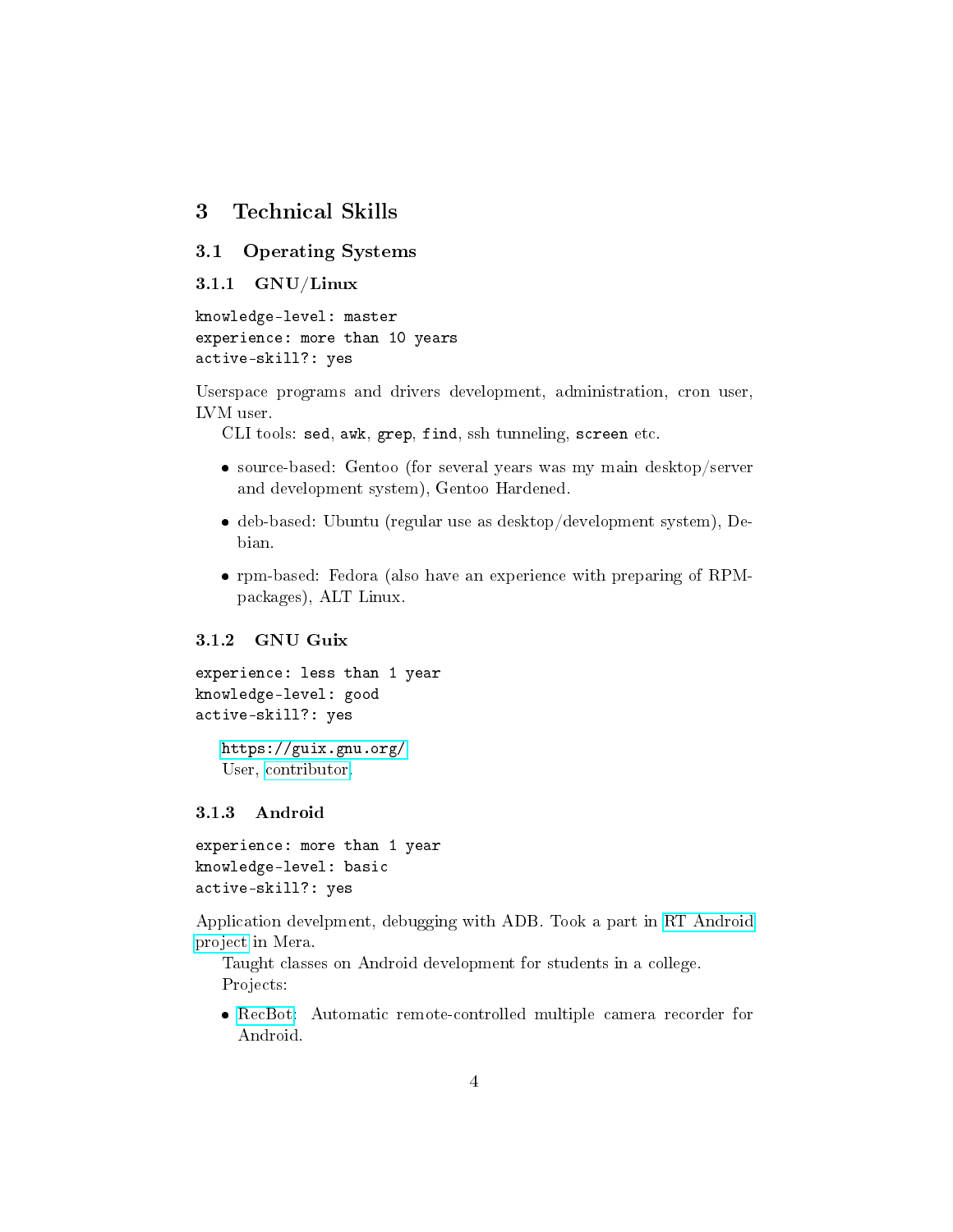# 3 Technical Skills

## 3.1 Operating Systems

### 3.1.1 GNU/Linux

```
knowledge-level: master
experience: more than 10 years
active-skill?: yes
```

Userspace programs and drivers development, administration, cron user, LVM user.

CLI tools: `sed`, `awk`, `grep`, `find`, ssh tunneling, `screen` etc.

- source-based: Gentoo (for several years was my main desktop/server and development system), Gentoo Hardened.
- deb-based: Ubuntu (regular use as desktop/development system), Debian.
- rpm-based: Fedora (also have an experience with preparing of RPM-packages), ALT Linux.

### 3.1.2 GNU Guix

```
experience: less than 1 year
knowledge-level: good
active-skill?: yes
```

`https://guix.gnu.org/`
User, contributor.

### 3.1.3 Android

```
experience: more than 1 year
knowledge-level: basic
active-skill?: yes
```

Application develpment, debugging with ADB. Took a part in RT Android project in Mera.

Taught classes on Android development for students in a college.

Projects:

- RecBot: Automatic remote-controlled multiple camera recorder for Android.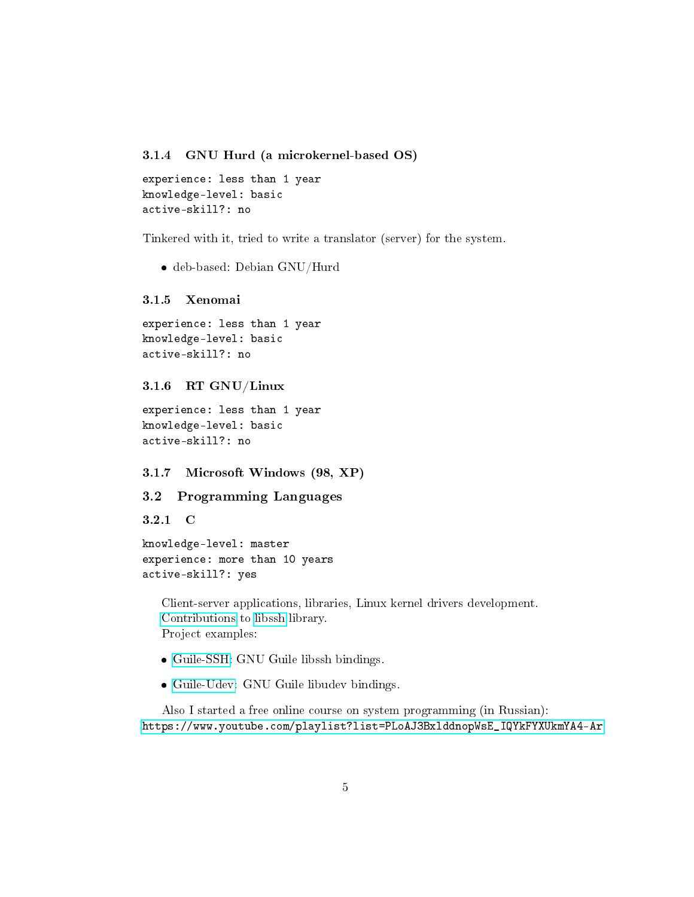#### 3.1.4 GNU Hurd (a microkernel-based OS)

```
experience: less than 1 year
knowledge-level: basic
active-skill?: no
```

Tinkered with it, tried to write a translator (server) for the system.

- deb-based: Debian GNU/Hurd

#### 3.1.5 Xenomai

```
experience: less than 1 year
knowledge-level: basic
active-skill?: no
```

#### 3.1.6 RT GNU/Linux

```
experience: less than 1 year
knowledge-level: basic
active-skill?: no
```

#### 3.1.7 Microsoft Windows (98, XP)

### 3.2 Programming Languages

#### 3.2.1 C

```
knowledge-level: master
experience: more than 10 years
active-skill?: yes
```

Client-server applications, libraries, Linux kernel drivers development.
Contributions to libssh library.
Project examples:

- Guile-SSH: GNU Guile libssh bindings.
- Guile-Udev: GNU Guile libudev bindings.

Also I started a free online course on system programming (in Russian):
https://www.youtube.com/playlist?list=PLoAJ3BxlddnopWsE_IQYkFYXUkmYA4-Ar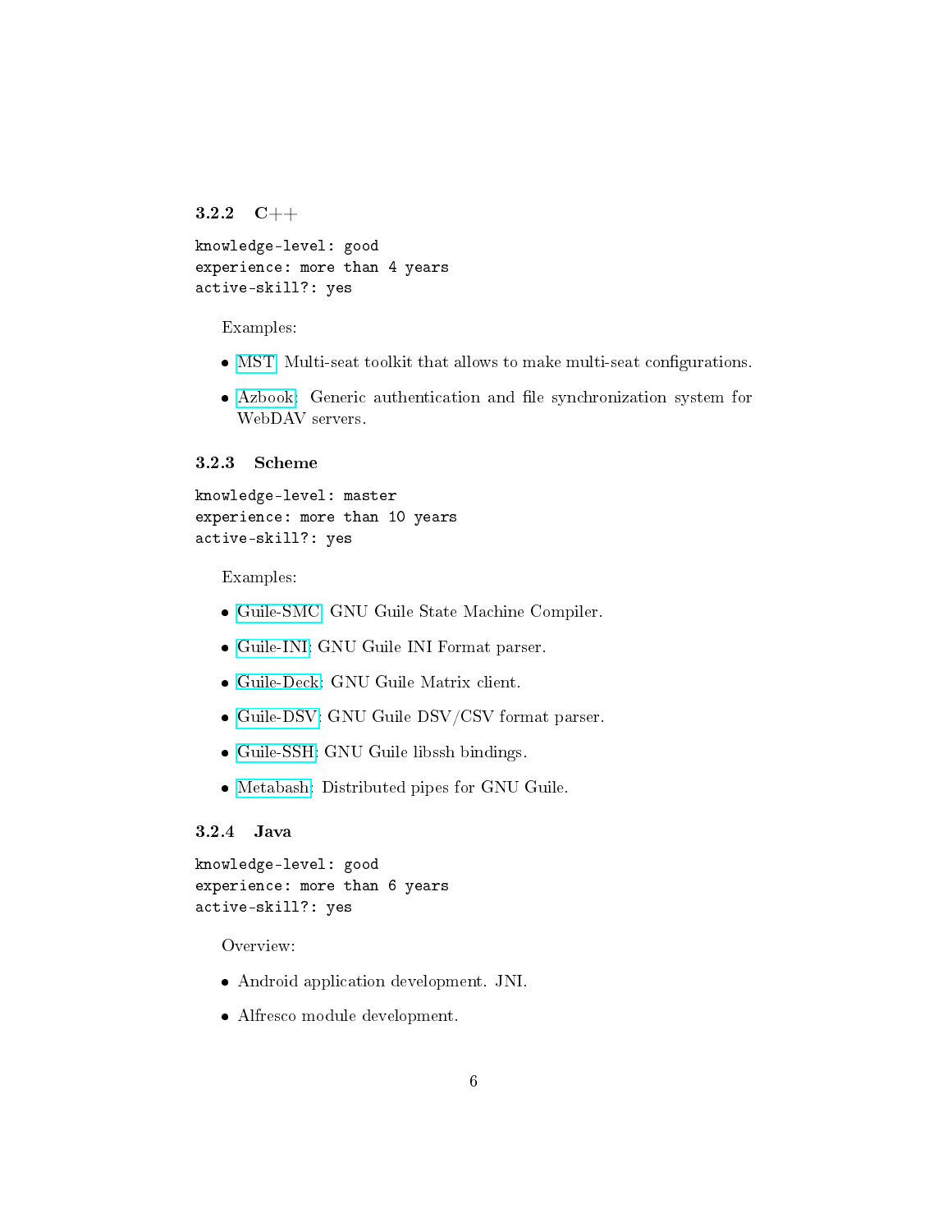### 3.2.2 C++

```
knowledge-level: good
experience: more than 4 years
active-skill?: yes
```

Examples:

- MST: Multi-seat toolkit that allows to make multi-seat configurations.
- Azbook: Generic authentication and file synchronization system for WebDAV servers.

### 3.2.3 Scheme

```
knowledge-level: master
experience: more than 10 years
active-skill?: yes
```

Examples:

- Guile-SMC: GNU Guile State Machine Compiler.
- Guile-INI: GNU Guile INI Format parser.
- Guile-Deck: GNU Guile Matrix client.
- Guile-DSV: GNU Guile DSV/CSV format parser.
- Guile-SSH: GNU Guile libssh bindings.
- Metabash: Distributed pipes for GNU Guile.

### 3.2.4 Java

```
knowledge-level: good
experience: more than 6 years
active-skill?: yes
```

Overview:

- Android application development. JNI.
- Alfresco module development.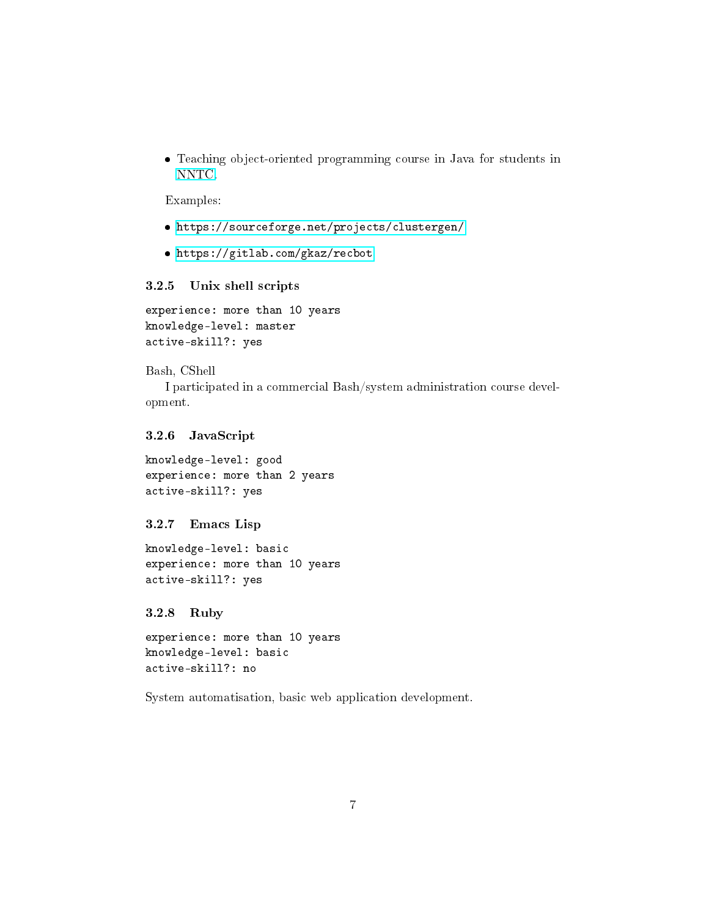- Teaching object-oriented programming course in Java for students in NNTC.

Examples:

- https://sourceforge.net/projects/clustergen/
- https://gitlab.com/gkaz/recbot

#### 3.2.5 Unix shell scripts

```
experience: more than 10 years
knowledge-level: master
active-skill?: yes
```

Bash, CShell

I participated in a commercial Bash/system administration course development.

#### 3.2.6 JavaScript

```
knowledge-level: good
experience: more than 2 years
active-skill?: yes
```

#### 3.2.7 Emacs Lisp

```
knowledge-level: basic
experience: more than 10 years
active-skill?: yes
```

#### 3.2.8 Ruby

```
experience: more than 10 years
knowledge-level: basic
active-skill?: no
```

System automatisation, basic web application development.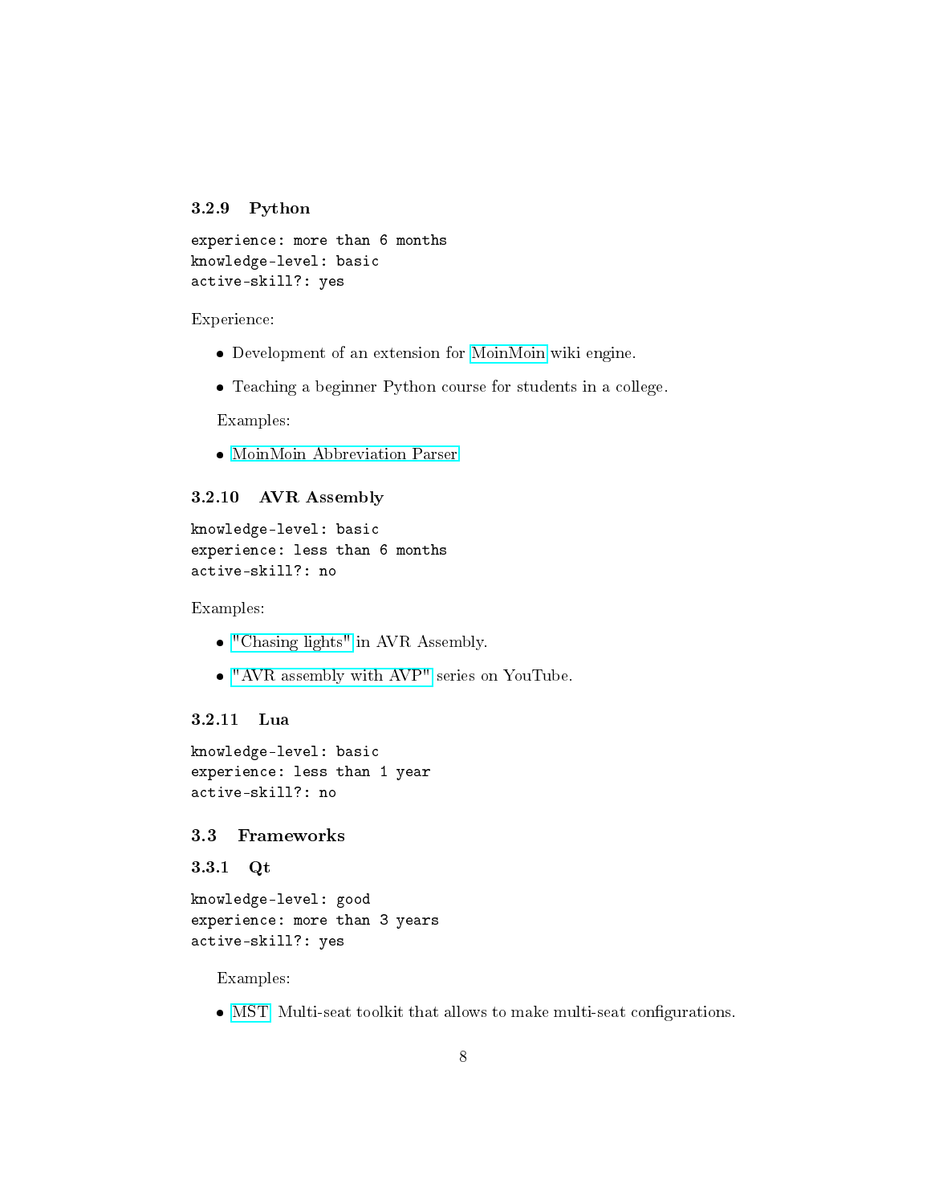### 3.2.9 Python

```
experience: more than 6 months
knowledge-level: basic
active-skill?: yes
```

Experience:

- Development of an extension for MoinMoin wiki engine.
- Teaching a beginner Python course for students in a college.

Examples:

- MoinMoin Abbreviation Parser

### 3.2.10 AVR Assembly

```
knowledge-level: basic
experience: less than 6 months
active-skill?: no
```

Examples:

- "Chasing lights" in AVR Assembly.
- "AVR assembly with AVP" series on YouTube.

### 3.2.11 Lua

```
knowledge-level: basic
experience: less than 1 year
active-skill?: no
```

## 3.3 Frameworks

### 3.3.1 Qt

```
knowledge-level: good
experience: more than 3 years
active-skill?: yes
```

Examples:

- MST: Multi-seat toolkit that allows to make multi-seat configurations.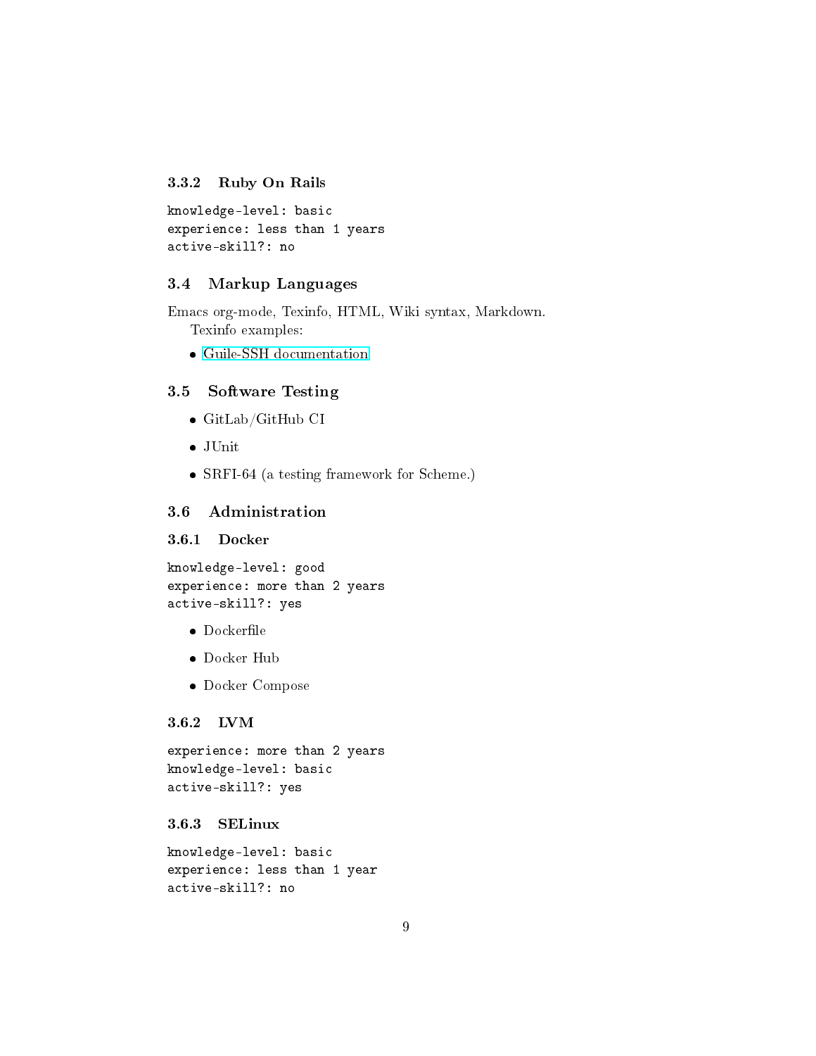#### 3.3.2 Ruby On Rails

```
knowledge-level: basic
experience: less than 1 years
active-skill?: no
```

### 3.4 Markup Languages

Emacs org-mode, Texinfo, HTML, Wiki syntax, Markdown.

Texinfo examples:

- Guile-SSH documentation

### 3.5 Software Testing

- GitLab/GitHub CI
- JUnit
- SRFI-64 (a testing framework for Scheme.)

### 3.6 Administration

#### 3.6.1 Docker

```
knowledge-level: good
experience: more than 2 years
active-skill?: yes
```

- Dockerfile
- Docker Hub
- Docker Compose

#### 3.6.2 LVM

```
experience: more than 2 years
knowledge-level: basic
active-skill?: yes
```

#### 3.6.3 SELinux

```
knowledge-level: basic
experience: less than 1 year
active-skill?: no
```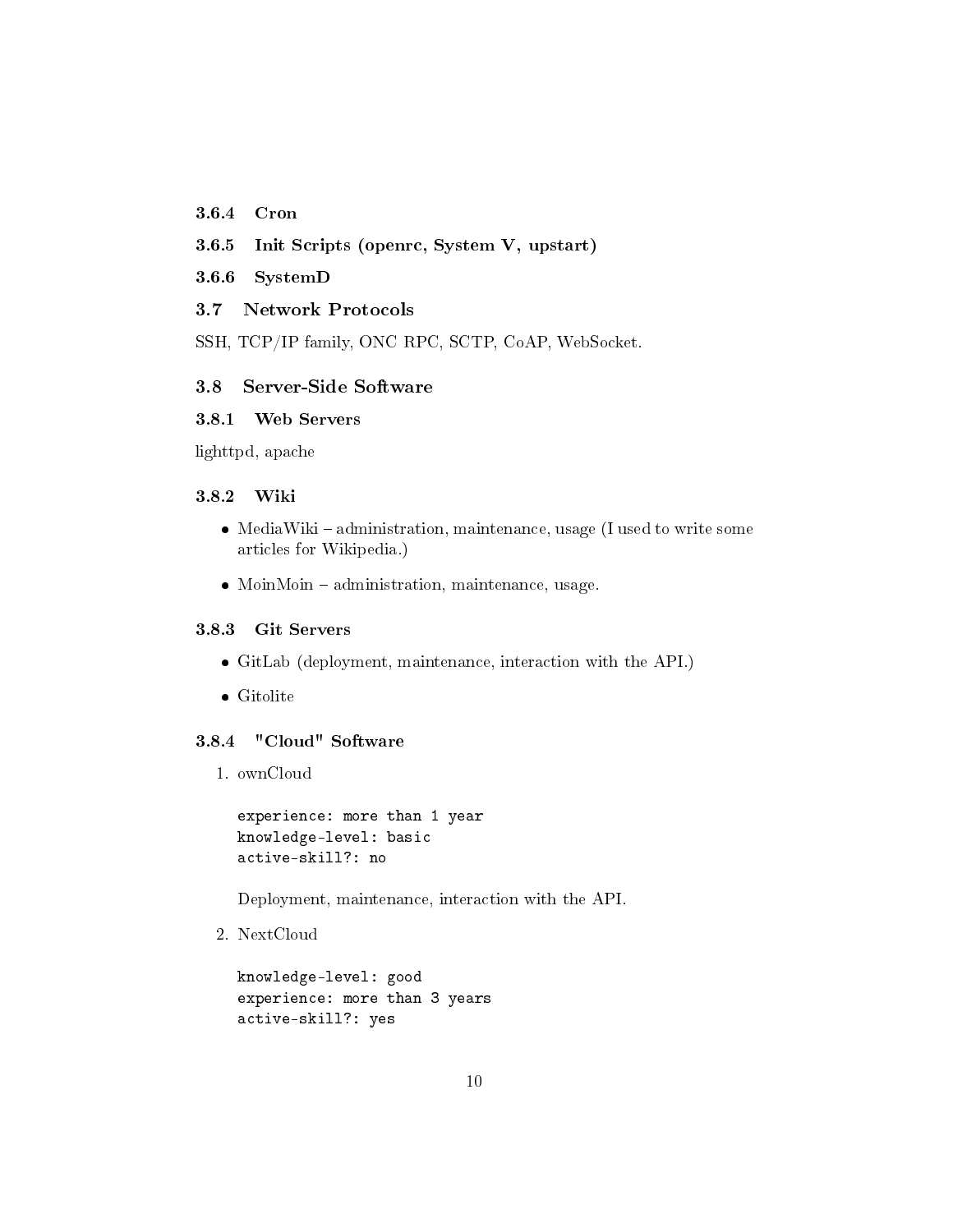#### 3.6.4 Cron

#### 3.6.5 Init Scripts (openrc, System V, upstart)

#### 3.6.6 SystemD

### 3.7 Network Protocols

SSH, TCP/IP family, ONC RPC, SCTP, CoAP, WebSocket.

### 3.8 Server-Side Software

#### 3.8.1 Web Servers

lighttpd, apache

#### 3.8.2 Wiki

- MediaWiki – administration, maintenance, usage (I used to write some articles for Wikipedia.)
- MoinMoin – administration, maintenance, usage.

#### 3.8.3 Git Servers

- GitLab (deployment, maintenance, interaction with the API.)
- Gitolite

#### 3.8.4 "Cloud" Software

1. ownCloud

   ```
   experience: more than 1 year
   knowledge-level: basic
   active-skill?: no
   ```

   Deployment, maintenance, interaction with the API.

2. NextCloud

   ```
   knowledge-level: good
   experience: more than 3 years
   active-skill?: yes
   ```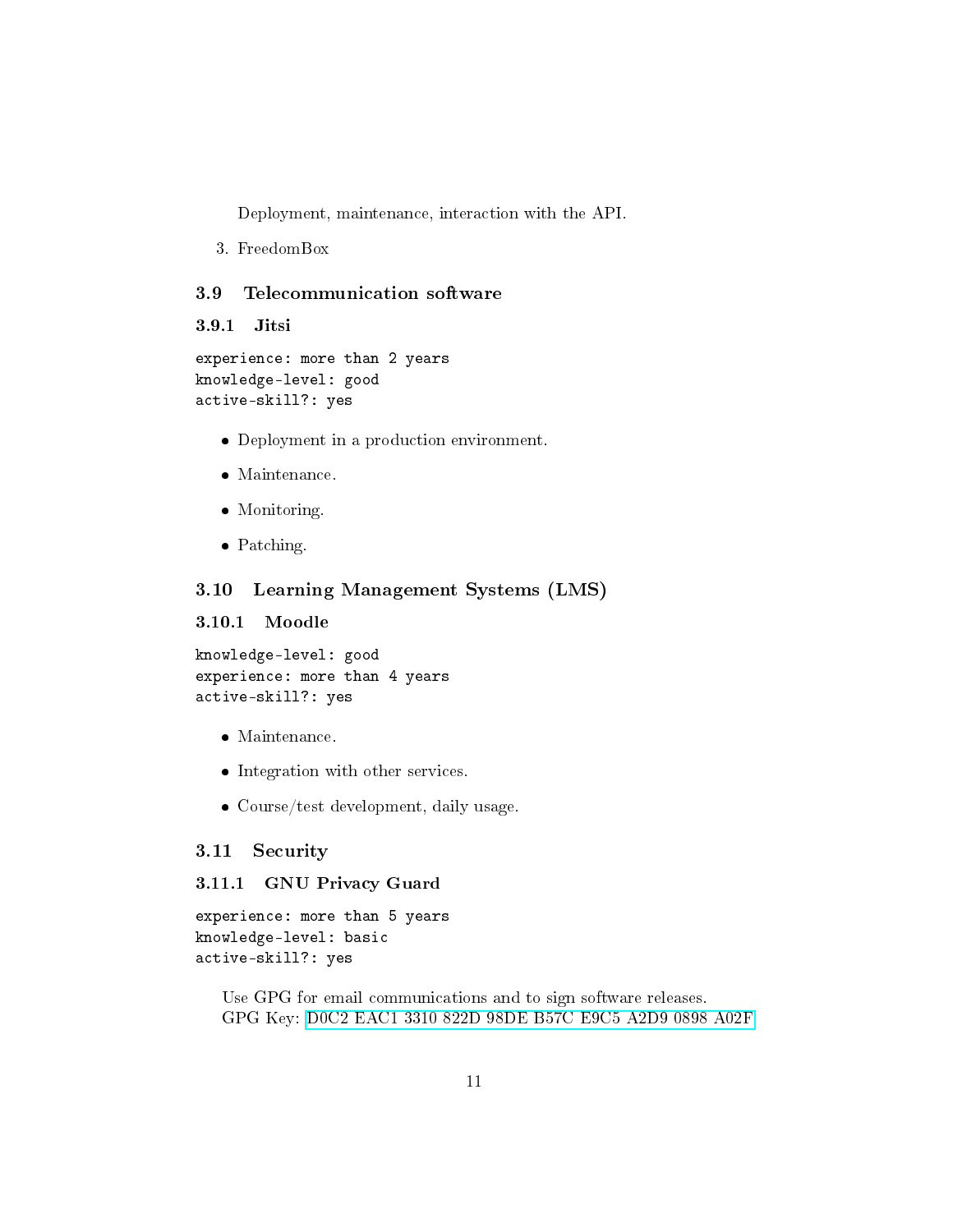Deployment, maintenance, interaction with the API.

3. FreedomBox

### 3.9 Telecommunication software

#### 3.9.1 Jitsi

```
experience: more than 2 years
knowledge-level: good
active-skill?: yes
```

- Deployment in a production environment.
- Maintenance.
- Monitoring.
- Patching.

### 3.10 Learning Management Systems (LMS)

#### 3.10.1 Moodle

```
knowledge-level: good
experience: more than 4 years
active-skill?: yes
```

- Maintenance.
- Integration with other services.
- Course/test development, daily usage.

### 3.11 Security

#### 3.11.1 GNU Privacy Guard

```
experience: more than 5 years
knowledge-level: basic
active-skill?: yes
```

Use GPG for email communications and to sign software releases.
GPG Key: D0C2 EAC1 3310 822D 98DE B57C E9C5 A2D9 0898 A02F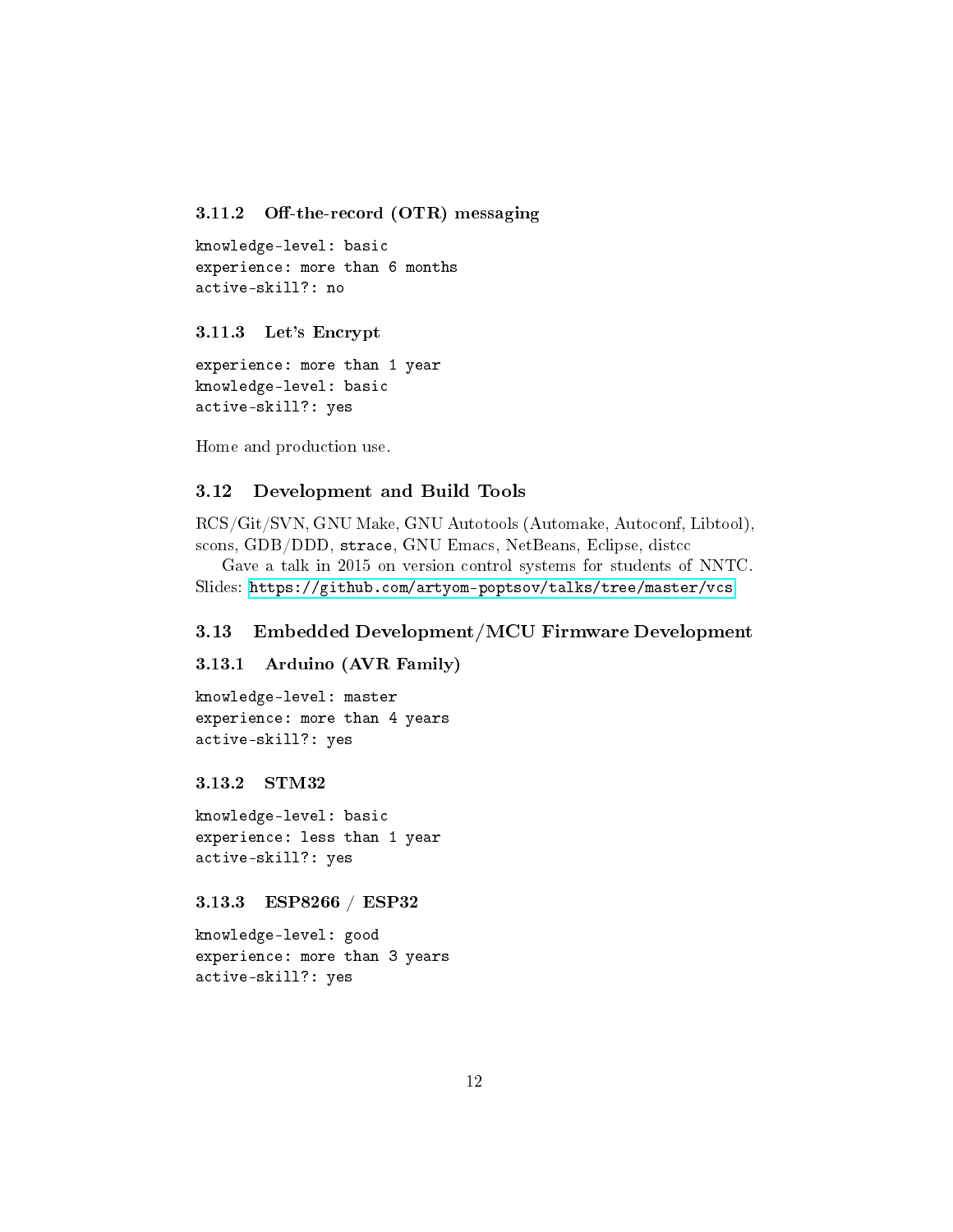#### 3.11.2 Off-the-record (OTR) messaging

```
knowledge-level: basic
experience: more than 6 months
active-skill?: no
```

#### 3.11.3 Let's Encrypt

```
experience: more than 1 year
knowledge-level: basic
active-skill?: yes
```

Home and production use.

### 3.12 Development and Build Tools

RCS/Git/SVN, GNU Make, GNU Autotools (Automake, Autoconf, Libtool), scons, GDB/DDD, `strace`, GNU Emacs, NetBeans, Eclipse, distcc

Gave a talk in 2015 on version control systems for students of NNTC. Slides: https://github.com/artyom-poptsov/talks/tree/master/vcs

### 3.13 Embedded Development/MCU Firmware Development

#### 3.13.1 Arduino (AVR Family)

```
knowledge-level: master
experience: more than 4 years
active-skill?: yes
```

#### 3.13.2 STM32

```
knowledge-level: basic
experience: less than 1 year
active-skill?: yes
```

#### 3.13.3 ESP8266 / ESP32

```
knowledge-level: good
experience: more than 3 years
active-skill?: yes
```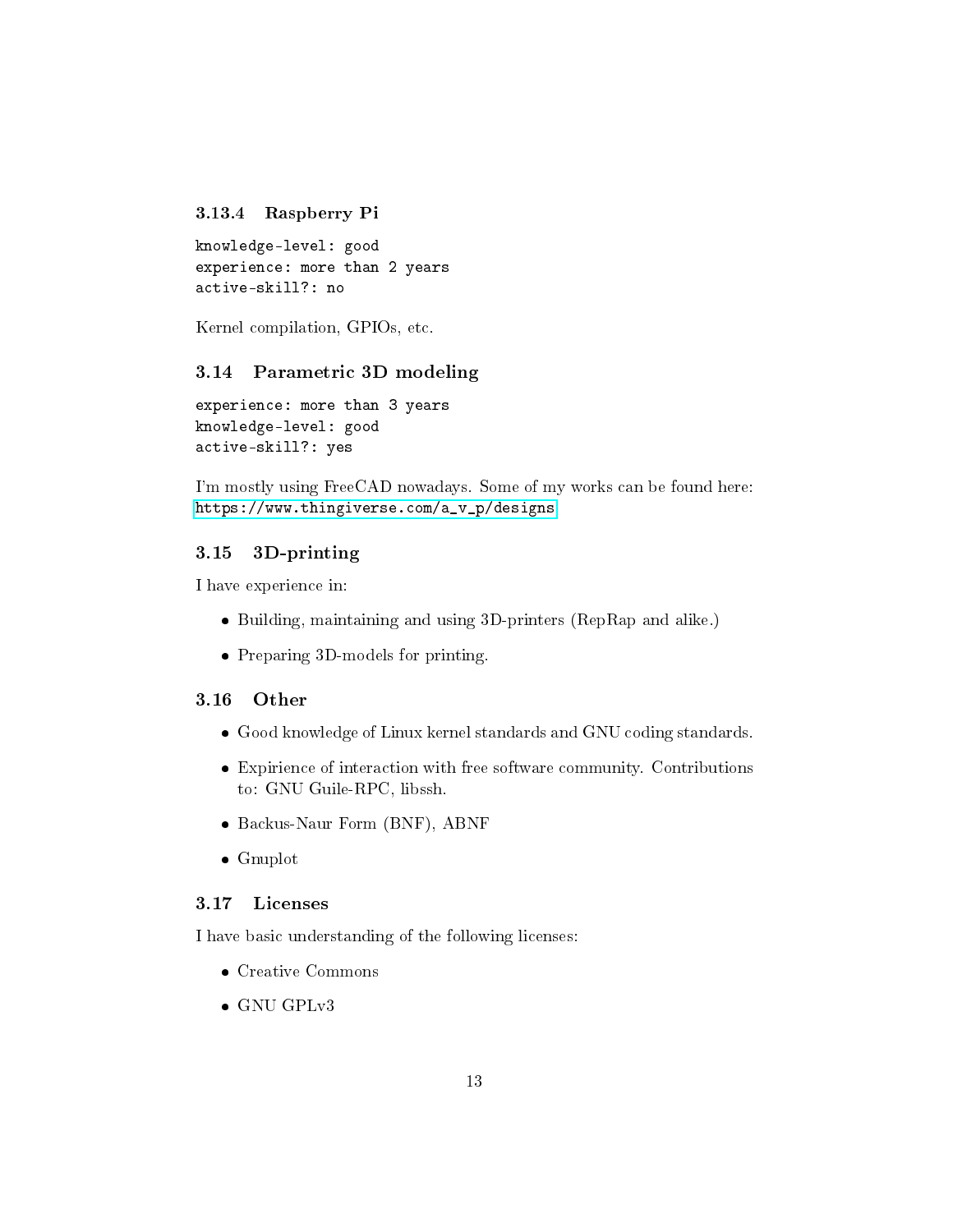#### 3.13.4 Raspberry Pi

```
knowledge-level: good
experience: more than 2 years
active-skill?: no
```

Kernel compilation, GPIOs, etc.

### 3.14 Parametric 3D modeling

```
experience: more than 3 years
knowledge-level: good
active-skill?: yes
```

I'm mostly using FreeCAD nowadays. Some of my works can be found here:
https://www.thingiverse.com/a_v_p/designs

### 3.15 3D-printing

I have experience in:

- Building, maintaining and using 3D-printers (RepRap and alike.)
- Preparing 3D-models for printing.

### 3.16 Other

- Good knowledge of Linux kernel standards and GNU coding standards.
- Expirience of interaction with free software community. Contributions to: GNU Guile-RPC, libssh.
- Backus-Naur Form (BNF), ABNF
- Gnuplot

### 3.17 Licenses

I have basic understanding of the following licenses:

- Creative Commons
- GNU GPLv3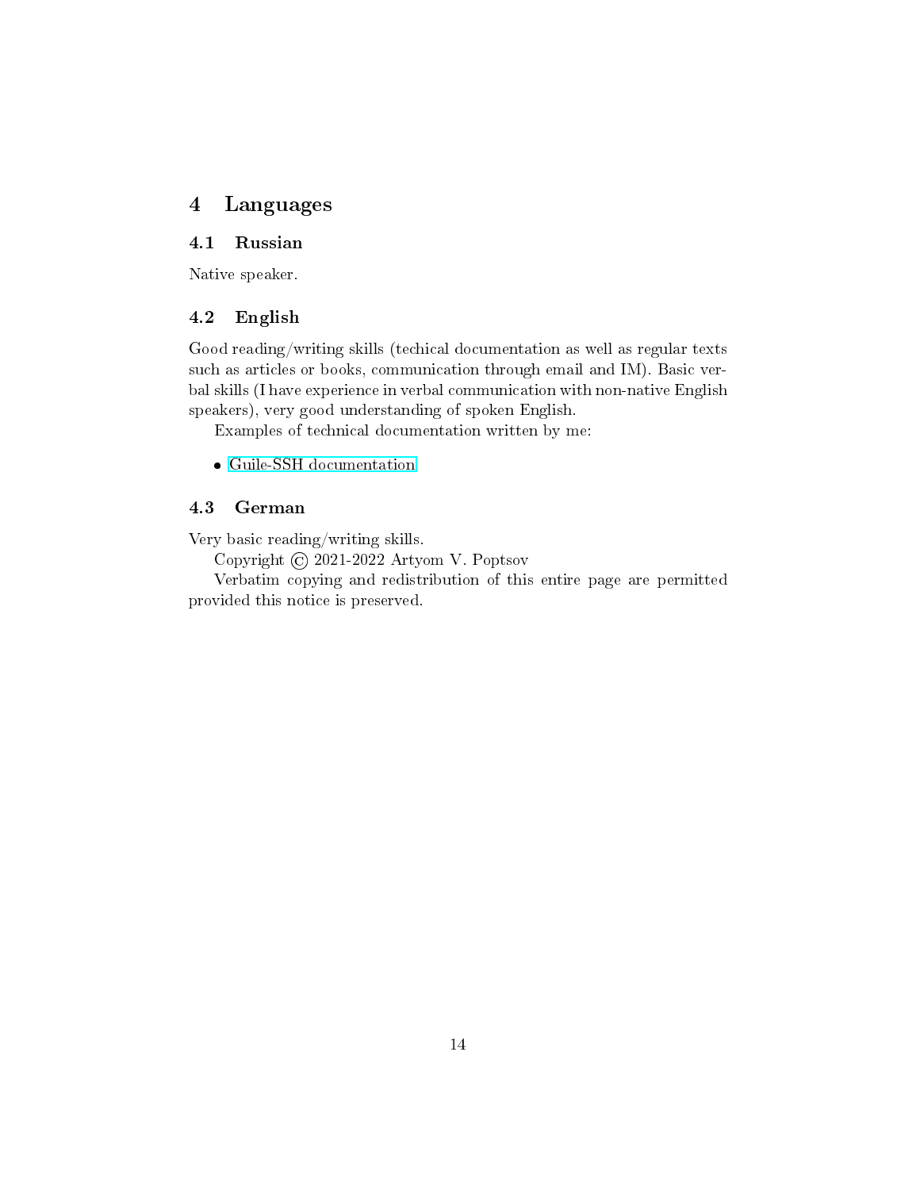# 4 Languages

## 4.1 Russian

Native speaker.

## 4.2 English

Good reading/writing skills (techical documentation as well as regular texts such as articles or books, communication through email and IM). Basic verbal skills (I have experience in verbal communication with non-native English speakers), very good understanding of spoken English.

Examples of technical documentation written by me:

- Guile-SSH documentation

## 4.3 German

Very basic reading/writing skills.

Copyright © 2021-2022 Artyom V. Poptsov

Verbatim copying and redistribution of this entire page are permitted provided this notice is preserved.